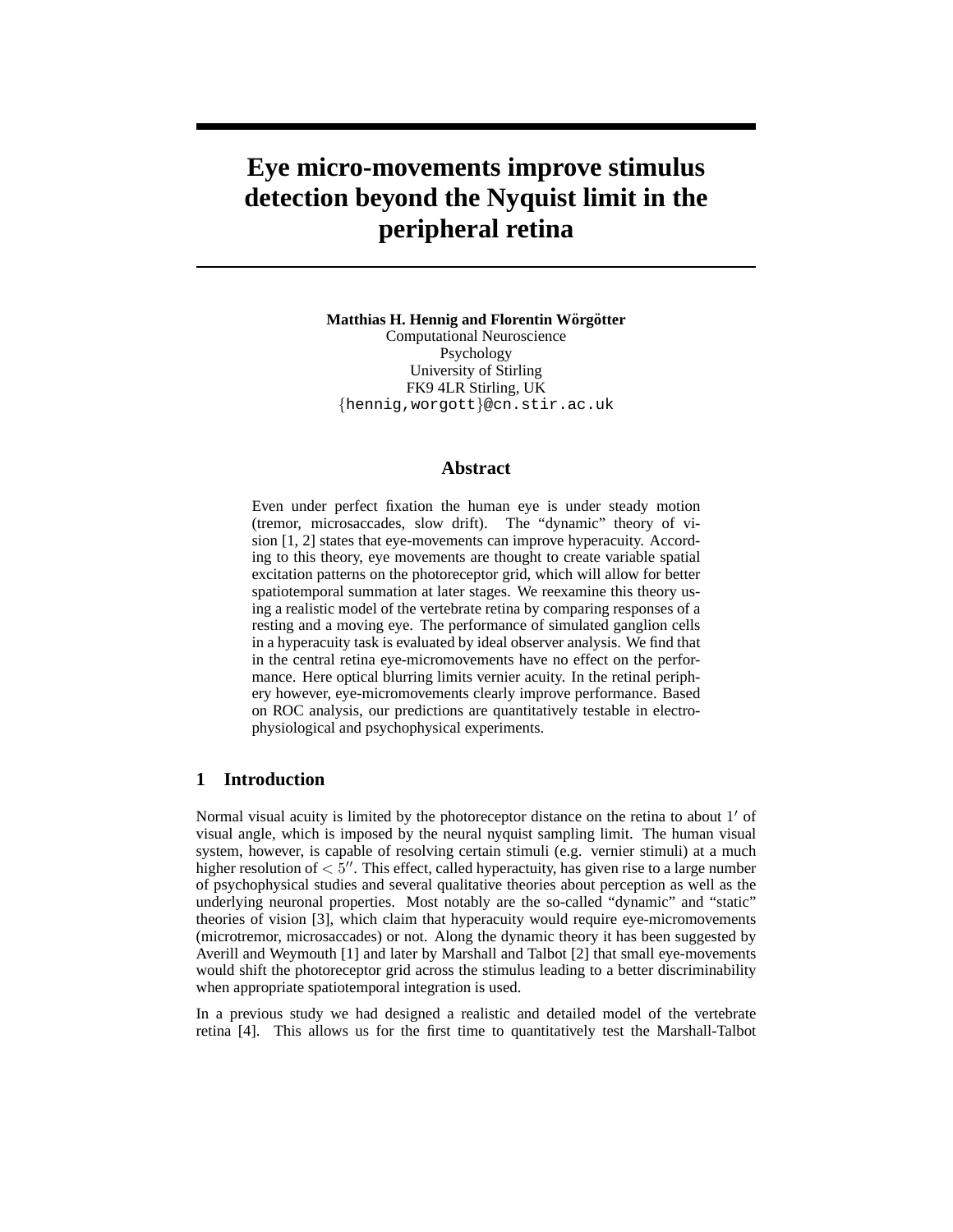# Eye micro-movements improve stimulus detection beyond the Nyquist limit in the peripheral retina

**Matthias H. Hennig and Florentin Wörgötter**
Computational Neuroscience
Psychology
University of Stirling
FK9 4LR Stirling, UK
{hennig,worgott}@cn.stir.ac.uk

## Abstract

Even under perfect fixation the human eye is under steady motion (tremor, microsaccades, slow drift). The "dynamic" theory of vision [1, 2] states that eye-movements can improve hyperacuity. According to this theory, eye movements are thought to create variable spatial excitation patterns on the photoreceptor grid, which will allow for better spatiotemporal summation at later stages. We reexamine this theory using a realistic model of the vertebrate retina by comparing responses of a resting and a moving eye. The performance of simulated ganglion cells in a hyperacuity task is evaluated by ideal observer analysis. We find that in the central retina eye-micromovements have no effect on the performance. Here optical blurring limits vernier acuity. In the retinal periphery however, eye-micromovements clearly improve performance. Based on ROC analysis, our predictions are quantitatively testable in electrophysiological and psychophysical experiments.

## 1 Introduction

Normal visual acuity is limited by the photoreceptor distance on the retina to about $1'$ of visual angle, which is imposed by the neural nyquist sampling limit. The human visual system, however, is capable of resolving certain stimuli (e.g. vernier stimuli) at a much higher resolution of $< 5''$. This effect, called hyperactuity, has given rise to a large number of psychophysical studies and several qualitative theories about perception as well as the underlying neuronal properties. Most notably are the so-called "dynamic" and "static" theories of vision [3], which claim that hyperacuity would require eye-micromovements (microtremor, microsaccades) or not. Along the dynamic theory it has been suggested by Averill and Weymouth [1] and later by Marshall and Talbot [2] that small eye-movements would shift the photoreceptor grid across the stimulus leading to a better discriminability when appropriate spatiotemporal integration is used.

In a previous study we had designed a realistic and detailed model of the vertebrate retina [4]. This allows us for the first time to quantitatively test the Marshall-Talbot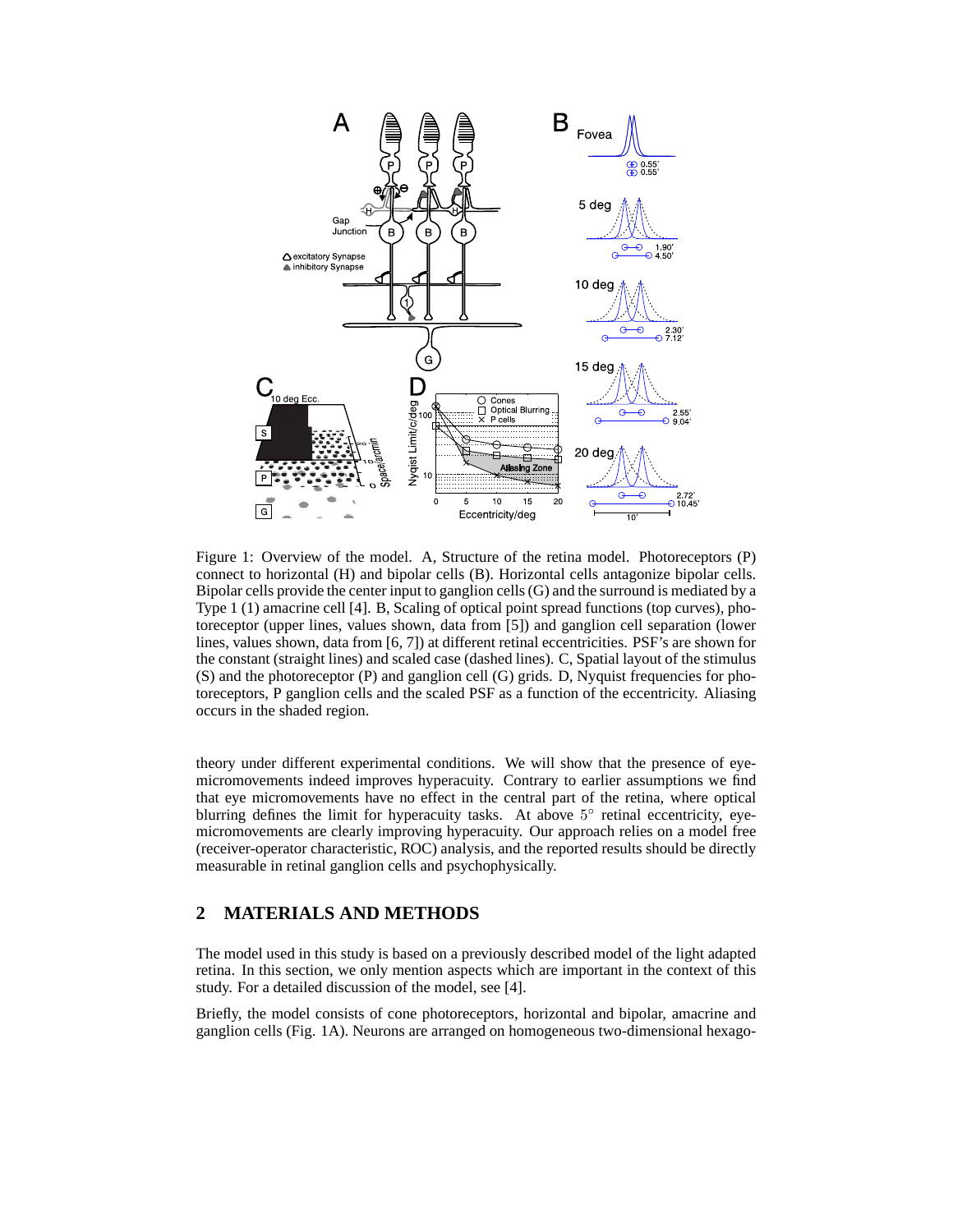Figure 1: Overview of the model. A, Structure of the retina model. Photoreceptors (P) connect to horizontal (H) and bipolar cells (B). Horizontal cells antagonize bipolar cells. Bipolar cells provide the center input to ganglion cells (G) and the surround is mediated by a Type 1 (1) amacrine cell [4]. B, Scaling of optical point spread functions (top curves), photoreceptor (upper lines, values shown, data from [5]) and ganglion cell separation (lower lines, values shown, data from [6, 7]) at different retinal eccentricities. PSF's are shown for the constant (straight lines) and scaled case (dashed lines). C, Spatial layout of the stimulus (S) and the photoreceptor (P) and ganglion cell (G) grids. D, Nyquist frequencies for photoreceptors, P ganglion cells and the scaled PSF as a function of the eccentricity. Aliasing occurs in the shaded region.

theory under different experimental conditions. We will show that the presence of eye-micromovements indeed improves hyperacuity. Contrary to earlier assumptions we find that eye micromovements have no effect in the central part of the retina, where optical blurring defines the limit for hyperacuity tasks. At above $5^\circ$ retinal eccentricity, eye-micromovements are clearly improving hyperacuity. Our approach relies on a model free (receiver-operator characteristic, ROC) analysis, and the reported results should be directly measurable in retinal ganglion cells and psychophysically.

## 2 MATERIALS AND METHODS

The model used in this study is based on a previously described model of the light adapted retina. In this section, we only mention aspects which are important in the context of this study. For a detailed discussion of the model, see [4].

Briefly, the model consists of cone photoreceptors, horizontal and bipolar, amacrine and ganglion cells (Fig. 1A). Neurons are arranged on homogeneous two-dimensional hexago-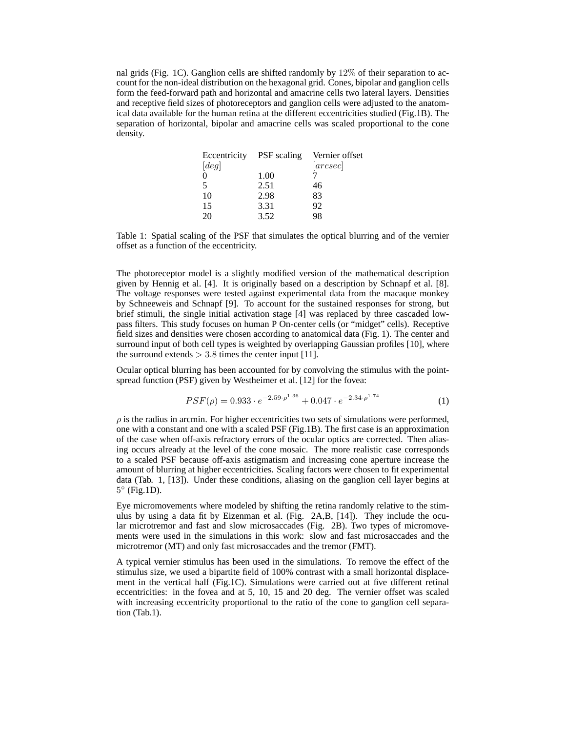nal grids (Fig. 1C). Ganglion cells are shifted randomly by $12\%$ of their separation to account for the non-ideal distribution on the hexagonal grid. Cones, bipolar and ganglion cells form the feed-forward path and horizontal and amacrine cells two lateral layers. Densities and receptive field sizes of photoreceptors and ganglion cells were adjusted to the anatomical data available for the human retina at the different eccentricities studied (Fig.1B). The separation of horizontal, bipolar and amacrine cells was scaled proportional to the cone density.

| Eccentricity $[deg]$ | PSF scaling | Vernier offset $[arcsec]$ |
|---|---|---|
| 0 | 1.00 | 7 |
| 5 | 2.51 | 46 |
| 10 | 2.98 | 83 |
| 15 | 3.31 | 92 |
| 20 | 3.52 | 98 |

Table 1: Spatial scaling of the PSF that simulates the optical blurring and of the vernier offset as a function of the eccentricity.

The photoreceptor model is a slightly modified version of the mathematical description given by Hennig et al. [4]. It is originally based on a description by Schnapf et al. [8]. The voltage responses were tested against experimental data from the macaque monkey by Schneeweis and Schnapf [9]. To account for the sustained responses for strong, but brief stimuli, the single initial activation stage [4] was replaced by three cascaded low-pass filters. This study focuses on human P On-center cells (or "midget" cells). Receptive field sizes and densities were chosen according to anatomical data (Fig. 1). The center and surround input of both cell types is weighted by overlapping Gaussian profiles [10], where the surround extends $> 3.8$ times the center input [11].

Ocular optical blurring has been accounted for by convolving the stimulus with the point-spread function (PSF) given by Westheimer et al. [12] for the fovea:

$$PSF(\rho) = 0.933 \cdot e^{-2.59 \cdot \rho^{1.36}} + 0.047 \cdot e^{-2.34 \cdot \rho^{1.74}} \tag{1}$$

$\rho$ is the radius in arcmin. For higher eccentricities two sets of simulations were performed, one with a constant and one with a scaled PSF (Fig.1B). The first case is an approximation of the case when off-axis refractory errors of the ocular optics are corrected. Then aliasing occurs already at the level of the cone mosaic. The more realistic case corresponds to a scaled PSF because off-axis astigmatism and increasing cone aperture increase the amount of blurring at higher eccentricities. Scaling factors were chosen to fit experimental data (Tab. 1, [13]). Under these conditions, aliasing on the ganglion cell layer begins at $5^\circ$ (Fig.1D).

Eye micromovements where modeled by shifting the retina randomly relative to the stimulus by using a data fit by Eizenman et al. (Fig. 2A,B, [14]). They include the ocular microtremor and fast and slow microsaccades (Fig. 2B). Two types of micromovements were used in the simulations in this work: slow and fast microsaccades and the microtremor (MT) and only fast microsaccades and the tremor (FMT).

A typical vernier stimulus has been used in the simulations. To remove the effect of the stimulus size, we used a bipartite field of 100% contrast with a small horizontal displacement in the vertical half (Fig.1C). Simulations were carried out at five different retinal eccentricities: in the fovea and at 5, 10, 15 and 20 deg. The vernier offset was scaled with increasing eccentricity proportional to the ratio of the cone to ganglion cell separation (Tab.1).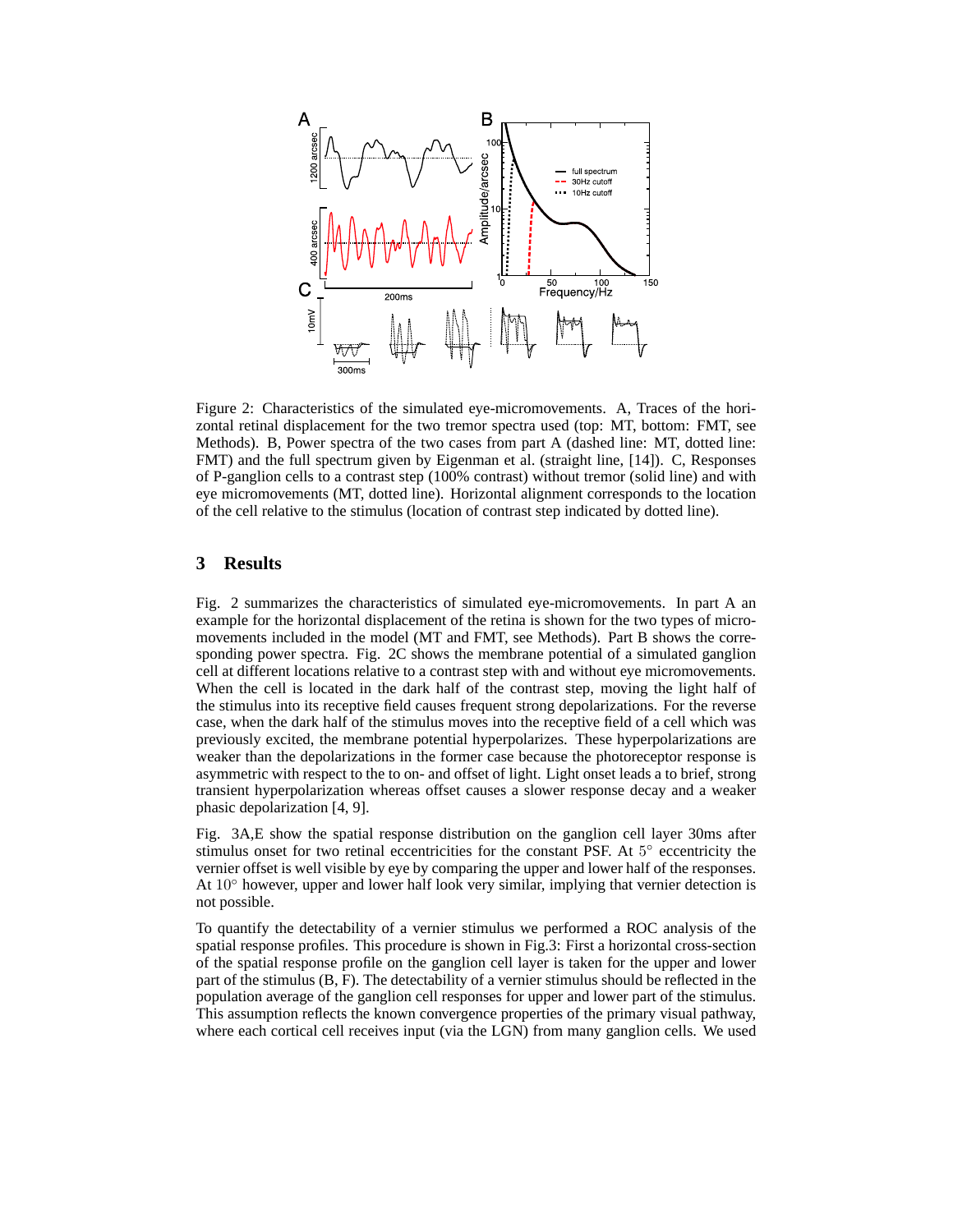Figure 2: Characteristics of the simulated eye-micromovements. A, Traces of the horizontal retinal displacement for the two tremor spectra used (top: MT, bottom: FMT, see Methods). B, Power spectra of the two cases from part A (dashed line: MT, dotted line: FMT) and the full spectrum given by Eigenman et al. (straight line, [14]). C, Responses of P-ganglion cells to a contrast step (100% contrast) without tremor (solid line) and with eye micromovements (MT, dotted line). Horizontal alignment corresponds to the location of the cell relative to the stimulus (location of contrast step indicated by dotted line).

## 3 Results

Fig. 2 summarizes the characteristics of simulated eye-micromovements. In part A an example for the horizontal displacement of the retina is shown for the two types of micromovements included in the model (MT and FMT, see Methods). Part B shows the corresponding power spectra. Fig. 2C shows the membrane potential of a simulated ganglion cell at different locations relative to a contrast step with and without eye micromovements. When the cell is located in the dark half of the contrast step, moving the light half of the stimulus into its receptive field causes frequent strong depolarizations. For the reverse case, when the dark half of the stimulus moves into the receptive field of a cell which was previously excited, the membrane potential hyperpolarizes. These hyperpolarizations are weaker than the depolarizations in the former case because the photoreceptor response is asymmetric with respect to the to on- and offset of light. Light onset leads a to brief, strong transient hyperpolarization whereas offset causes a slower response decay and a weaker phasic depolarization [4, 9].

Fig. 3A,E show the spatial response distribution on the ganglion cell layer 30ms after stimulus onset for two retinal eccentricities for the constant PSF. At $5^{\circ}$ eccentricity the vernier offset is well visible by eye by comparing the upper and lower half of the responses. At $10^{\circ}$ however, upper and lower half look very similar, implying that vernier detection is not possible.

To quantify the detectability of a vernier stimulus we performed a ROC analysis of the spatial response profiles. This procedure is shown in Fig.3: First a horizontal cross-section of the spatial response profile on the ganglion cell layer is taken for the upper and lower part of the stimulus (B, F). The detectability of a vernier stimulus should be reflected in the population average of the ganglion cell responses for upper and lower part of the stimulus. This assumption reflects the known convergence properties of the primary visual pathway, where each cortical cell receives input (via the LGN) from many ganglion cells. We used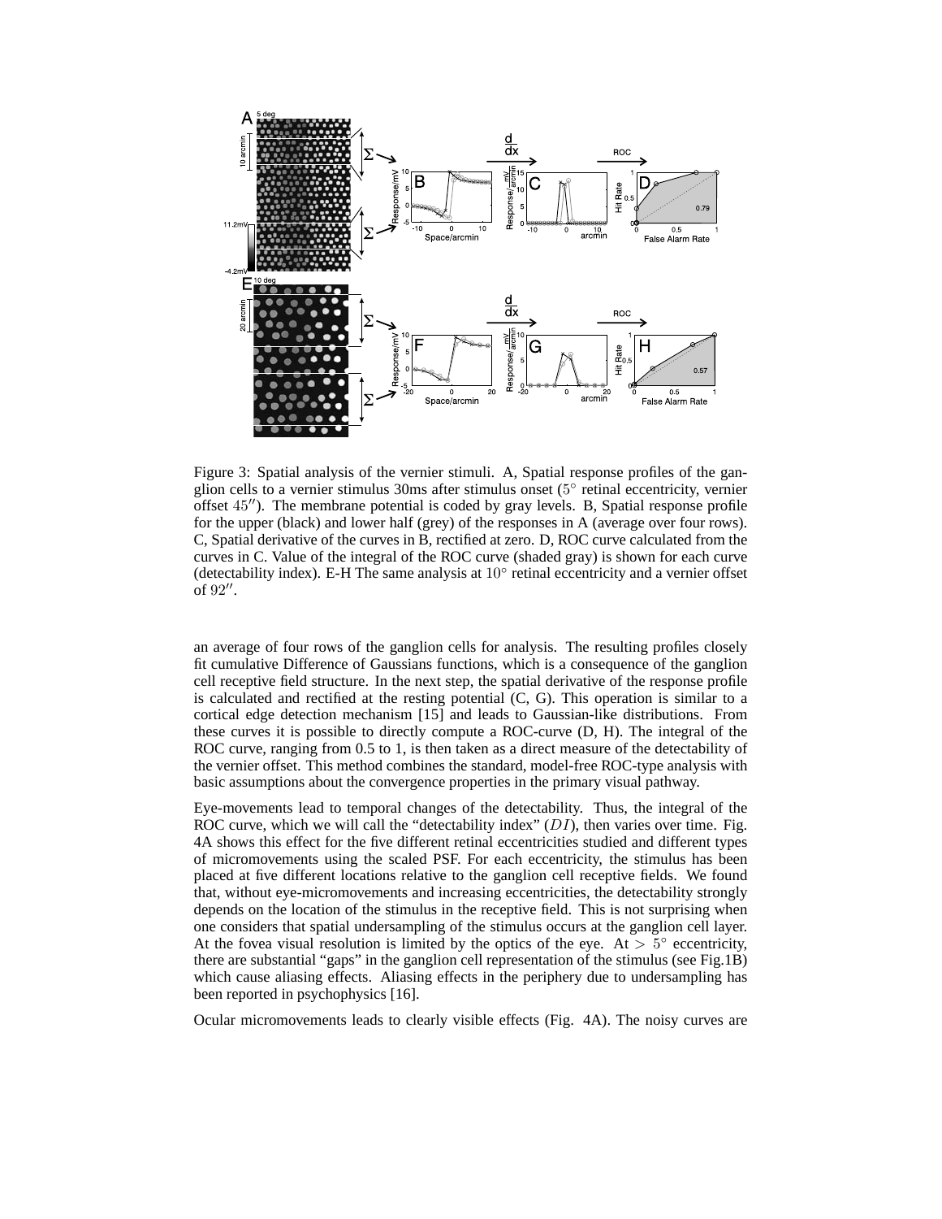Figure 3: Spatial analysis of the vernier stimuli. A, Spatial response profiles of the ganglion cells to a vernier stimulus 30ms after stimulus onset ($5^\circ$ retinal eccentricity, vernier offset $45''$). The membrane potential is coded by gray levels. B, Spatial response profile for the upper (black) and lower half (grey) of the responses in A (average over four rows). C, Spatial derivative of the curves in B, rectified at zero. D, ROC curve calculated from the curves in C. Value of the integral of the ROC curve (shaded gray) is shown for each curve (detectability index). E-H The same analysis at $10^\circ$ retinal eccentricity and a vernier offset of $92''$.

an average of four rows of the ganglion cells for analysis. The resulting profiles closely fit cumulative Difference of Gaussians functions, which is a consequence of the ganglion cell receptive field structure. In the next step, the spatial derivative of the response profile is calculated and rectified at the resting potential (C, G). This operation is similar to a cortical edge detection mechanism [15] and leads to Gaussian-like distributions. From these curves it is possible to directly compute a ROC-curve (D, H). The integral of the ROC curve, ranging from 0.5 to 1, is then taken as a direct measure of the detectability of the vernier offset. This method combines the standard, model-free ROC-type analysis with basic assumptions about the convergence properties in the primary visual pathway.

Eye-movements lead to temporal changes of the detectability. Thus, the integral of the ROC curve, which we will call the "detectability index" ($DI$), then varies over time. Fig. 4A shows this effect for the five different retinal eccentricities studied and different types of micromovements using the scaled PSF. For each eccentricity, the stimulus has been placed at five different locations relative to the ganglion cell receptive fields. We found that, without eye-micromovements and increasing eccentricities, the detectability strongly depends on the location of the stimulus in the receptive field. This is not surprising when one considers that spatial undersampling of the stimulus occurs at the ganglion cell layer. At the fovea visual resolution is limited by the optics of the eye. At $> 5^\circ$ eccentricity, there are substantial "gaps" in the ganglion cell representation of the stimulus (see Fig.1B) which cause aliasing effects. Aliasing effects in the periphery due to undersampling has been reported in psychophysics [16].

Ocular micromovements leads to clearly visible effects (Fig. 4A). The noisy curves are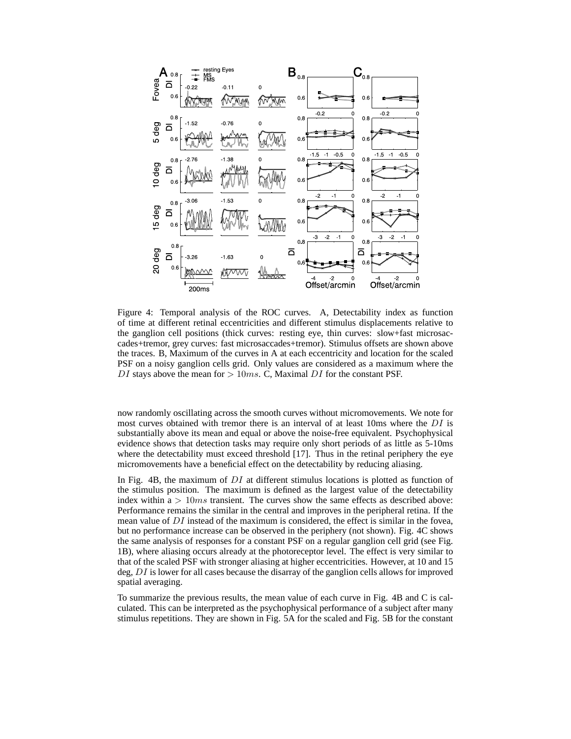Figure 4: Temporal analysis of the ROC curves. A, Detectability index as function of time at different retinal eccentricities and different stimulus displacements relative to the ganglion cell positions (thick curves: resting eye, thin curves: slow+fast microsaccades+tremor, grey curves: fast microsaccades+tremor). Stimulus offsets are shown above the traces. B, Maximum of the curves in A at each eccentricity and location for the scaled PSF on a noisy ganglion cells grid. Only values are considered as a maximum where the $DI$ stays above the mean for $> 10ms$. C, Maximal $DI$ for the constant PSF.

now randomly oscillating across the smooth curves without micromovements. We note for most curves obtained with tremor there is an interval of at least 10ms where the $DI$ is substantially above its mean and equal or above the noise-free equivalent. Psychophysical evidence shows that detection tasks may require only short periods of as little as 5-10ms where the detectability must exceed threshold [17]. Thus in the retinal periphery the eye micromovements have a beneficial effect on the detectability by reducing aliasing.

In Fig. 4B, the maximum of $DI$ at different stimulus locations is plotted as function of the stimulus position. The maximum is defined as the largest value of the detectability index within a $> 10ms$ transient. The curves show the same effects as described above: Performance remains the similar in the central and improves in the peripheral retina. If the mean value of $DI$ instead of the maximum is considered, the effect is similar in the fovea, but no performance increase can be observed in the periphery (not shown). Fig. 4C shows the same analysis of responses for a constant PSF on a regular ganglion cell grid (see Fig. 1B), where aliasing occurs already at the photoreceptor level. The effect is very similar to that of the scaled PSF with stronger aliasing at higher eccentricities. However, at 10 and 15 deg, $DI$ is lower for all cases because the disarray of the ganglion cells allows for improved spatial averaging.

To summarize the previous results, the mean value of each curve in Fig. 4B and C is calculated. This can be interpreted as the psychophysical performance of a subject after many stimulus repetitions. They are shown in Fig. 5A for the scaled and Fig. 5B for the constant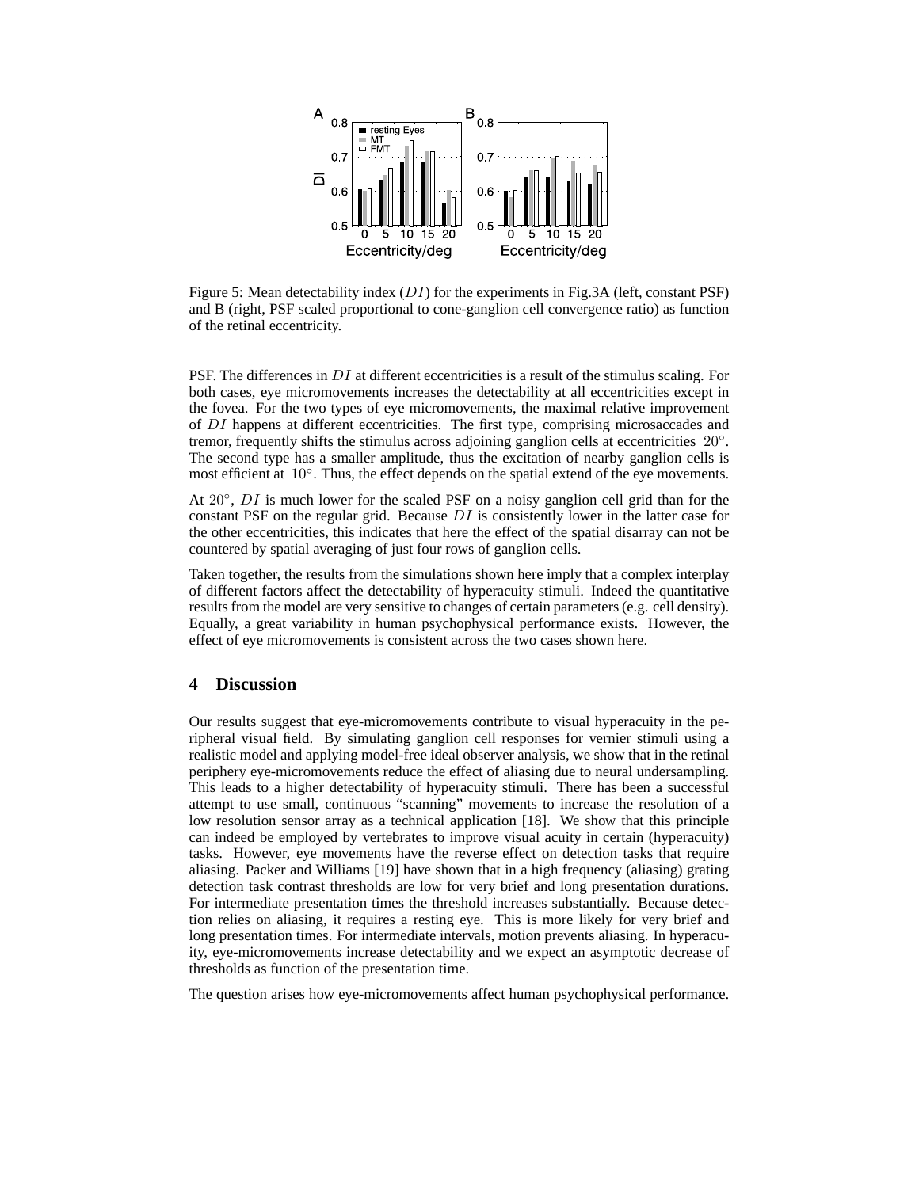Figure 5: Mean detectability index ($DI$) for the experiments in Fig.3A (left, constant PSF) and B (right, PSF scaled proportional to cone-ganglion cell convergence ratio) as function of the retinal eccentricity.

PSF. The differences in $DI$ at different eccentricities is a result of the stimulus scaling. For both cases, eye micromovements increases the detectability at all eccentricities except in the fovea. For the two types of eye micromovements, the maximal relative improvement of $DI$ happens at different eccentricities. The first type, comprising microsaccades and tremor, frequently shifts the stimulus across adjoining ganglion cells at eccentricities $20°$. The second type has a smaller amplitude, thus the excitation of nearby ganglion cells is most efficient at $10°$. Thus, the effect depends on the spatial extend of the eye movements.

At $20°$, $DI$ is much lower for the scaled PSF on a noisy ganglion cell grid than for the constant PSF on the regular grid. Because $DI$ is consistently lower in the latter case for the other eccentricities, this indicates that here the effect of the spatial disarray can not be countered by spatial averaging of just four rows of ganglion cells.

Taken together, the results from the simulations shown here imply that a complex interplay of different factors affect the detectability of hyperacuity stimuli. Indeed the quantitative results from the model are very sensitive to changes of certain parameters (e.g. cell density). Equally, a great variability in human psychophysical performance exists. However, the effect of eye micromovements is consistent across the two cases shown here.

## 4 Discussion

Our results suggest that eye-micromovements contribute to visual hyperacuity in the peripheral visual field. By simulating ganglion cell responses for vernier stimuli using a realistic model and applying model-free ideal observer analysis, we show that in the retinal periphery eye-micromovements reduce the effect of aliasing due to neural undersampling. This leads to a higher detectability of hyperacuity stimuli. There has been a successful attempt to use small, continuous "scanning" movements to increase the resolution of a low resolution sensor array as a technical application [18]. We show that this principle can indeed be employed by vertebrates to improve visual acuity in certain (hyperacuity) tasks. However, eye movements have the reverse effect on detection tasks that require aliasing. Packer and Williams [19] have shown that in a high frequency (aliasing) grating detection task contrast thresholds are low for very brief and long presentation durations. For intermediate presentation times the threshold increases substantially. Because detection relies on aliasing, it requires a resting eye. This is more likely for very brief and long presentation times. For intermediate intervals, motion prevents aliasing. In hyperacuity, eye-micromovements increase detectability and we expect an asymptotic decrease of thresholds as function of the presentation time.

The question arises how eye-micromovements affect human psychophysical performance.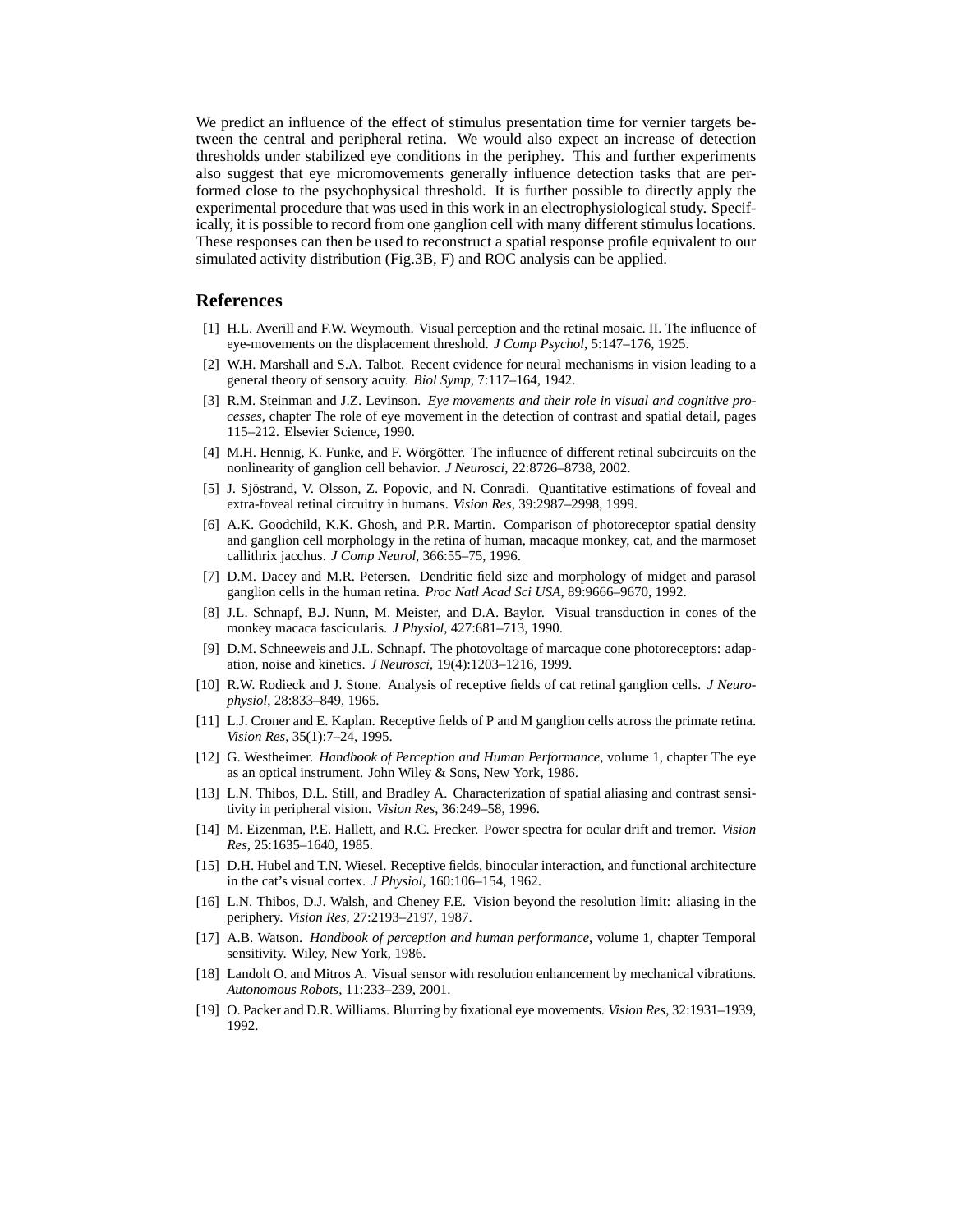We predict an influence of the effect of stimulus presentation time for vernier targets between the central and peripheral retina. We would also expect an increase of detection thresholds under stabilized eye conditions in the periphey. This and further experiments also suggest that eye micromovements generally influence detection tasks that are performed close to the psychophysical threshold. It is further possible to directly apply the experimental procedure that was used in this work in an electrophysiological study. Specifically, it is possible to record from one ganglion cell with many different stimulus locations. These responses can then be used to reconstruct a spatial response profile equivalent to our simulated activity distribution (Fig.3B, F) and ROC analysis can be applied.

## References

[1] H.L. Averill and F.W. Weymouth. Visual perception and the retinal mosaic. II. The influence of eye-movements on the displacement threshold. *J Comp Psychol*, 5:147–176, 1925.

[2] W.H. Marshall and S.A. Talbot. Recent evidence for neural mechanisms in vision leading to a general theory of sensory acuity. *Biol Symp*, 7:117–164, 1942.

[3] R.M. Steinman and J.Z. Levinson. *Eye movements and their role in visual and cognitive processes*, chapter The role of eye movement in the detection of contrast and spatial detail, pages 115–212. Elsevier Science, 1990.

[4] M.H. Hennig, K. Funke, and F. Wörgötter. The influence of different retinal subcircuits on the nonlinearity of ganglion cell behavior. *J Neurosci*, 22:8726–8738, 2002.

[5] J. Sjöstrand, V. Olsson, Z. Popovic, and N. Conradi. Quantitative estimations of foveal and extra-foveal retinal circuitry in humans. *Vision Res*, 39:2987–2998, 1999.

[6] A.K. Goodchild, K.K. Ghosh, and P.R. Martin. Comparison of photoreceptor spatial density and ganglion cell morphology in the retina of human, macaque monkey, cat, and the marmoset callithrix jacchus. *J Comp Neurol*, 366:55–75, 1996.

[7] D.M. Dacey and M.R. Petersen. Dendritic field size and morphology of midget and parasol ganglion cells in the human retina. *Proc Natl Acad Sci USA*, 89:9666–9670, 1992.

[8] J.L. Schnapf, B.J. Nunn, M. Meister, and D.A. Baylor. Visual transduction in cones of the monkey macaca fascicularis. *J Physiol*, 427:681–713, 1990.

[9] D.M. Schneeweis and J.L. Schnapf. The photovoltage of marcaque cone photoreceptors: adaptation, noise and kinetics. *J Neurosci*, 19(4):1203–1216, 1999.

[10] R.W. Rodieck and J. Stone. Analysis of receptive fields of cat retinal ganglion cells. *J Neurophysiol*, 28:833–849, 1965.

[11] L.J. Croner and E. Kaplan. Receptive fields of P and M ganglion cells across the primate retina. *Vision Res*, 35(1):7–24, 1995.

[12] G. Westheimer. *Handbook of Perception and Human Performance*, volume 1, chapter The eye as an optical instrument. John Wiley & Sons, New York, 1986.

[13] L.N. Thibos, D.L. Still, and Bradley A. Characterization of spatial aliasing and contrast sensitivity in peripheral vision. *Vision Res*, 36:249–58, 1996.

[14] M. Eizenman, P.E. Hallett, and R.C. Frecker. Power spectra for ocular drift and tremor. *Vision Res*, 25:1635–1640, 1985.

[15] D.H. Hubel and T.N. Wiesel. Receptive fields, binocular interaction, and functional architecture in the cat's visual cortex. *J Physiol*, 160:106–154, 1962.

[16] L.N. Thibos, D.J. Walsh, and Cheney F.E. Vision beyond the resolution limit: aliasing in the periphery. *Vision Res*, 27:2193–2197, 1987.

[17] A.B. Watson. *Handbook of perception and human performance*, volume 1, chapter Temporal sensitivity. Wiley, New York, 1986.

[18] Landolt O. and Mitros A. Visual sensor with resolution enhancement by mechanical vibrations. *Autonomous Robots*, 11:233–239, 2001.

[19] O. Packer and D.R. Williams. Blurring by fixational eye movements. *Vision Res*, 32:1931–1939, 1992.